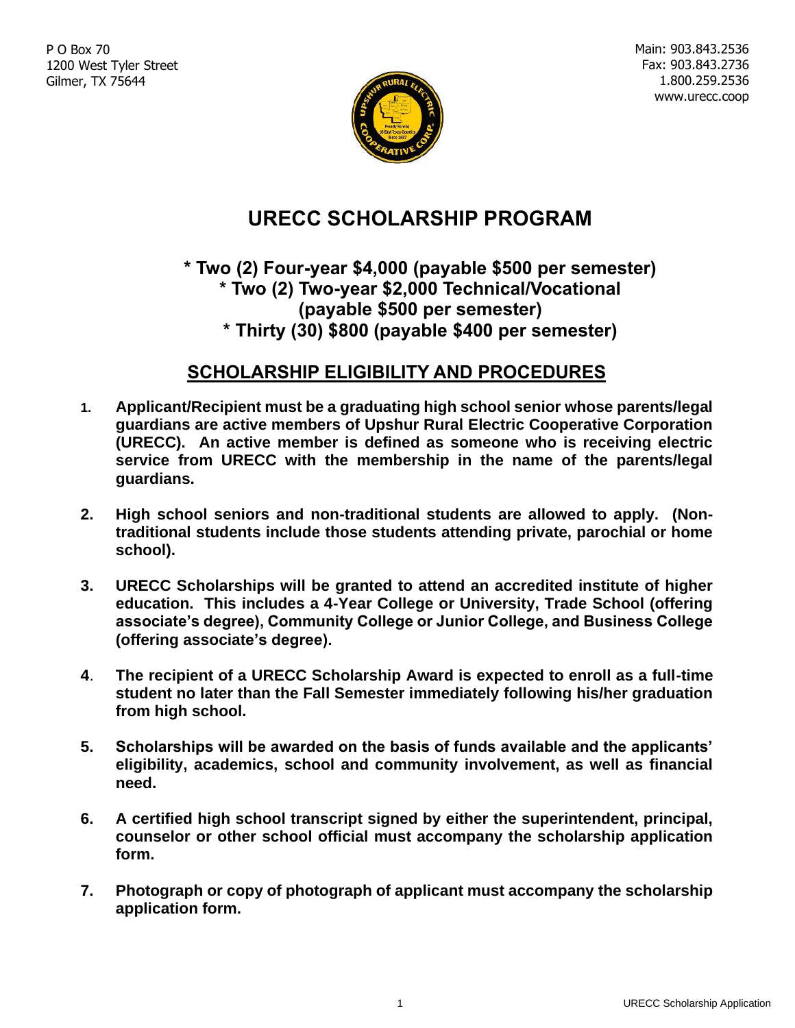P O Box 70
1200 West Tyler Street
Gilmer, TX 75644

Main: 903.843.2536
Fax: 903.843.2736
1.800.259.2536
www.urecc.coop

# URECC SCHOLARSHIP PROGRAM

### * Two (2) Four-year $4,000 (payable $500 per semester)
### * Two (2) Two-year $2,000 Technical/Vocational (payable $500 per semester)
### * Thirty (30) $800 (payable $400 per semester)

## SCHOLARSHIP ELIGIBILITY AND PROCEDURES

1. **Applicant/Recipient must be a graduating high school senior whose parents/legal guardians are active members of Upshur Rural Electric Cooperative Corporation (URECC). An active member is defined as someone who is receiving electric service from URECC with the membership in the name of the parents/legal guardians.**

2. **High school seniors and non-traditional students are allowed to apply. (Non-traditional students include those students attending private, parochial or home school).**

3. **URECC Scholarships will be granted to attend an accredited institute of higher education. This includes a 4-Year College or University, Trade School (offering associate's degree), Community College or Junior College, and Business College (offering associate's degree).**

4. **The recipient of a URECC Scholarship Award is expected to enroll as a full-time student no later than the Fall Semester immediately following his/her graduation from high school.**

5. **Scholarships will be awarded on the basis of funds available and the applicants' eligibility, academics, school and community involvement, as well as financial need.**

6. **A certified high school transcript signed by either the superintendent, principal, counselor or other school official must accompany the scholarship application form.**

7. **Photograph or copy of photograph of applicant must accompany the scholarship application form.**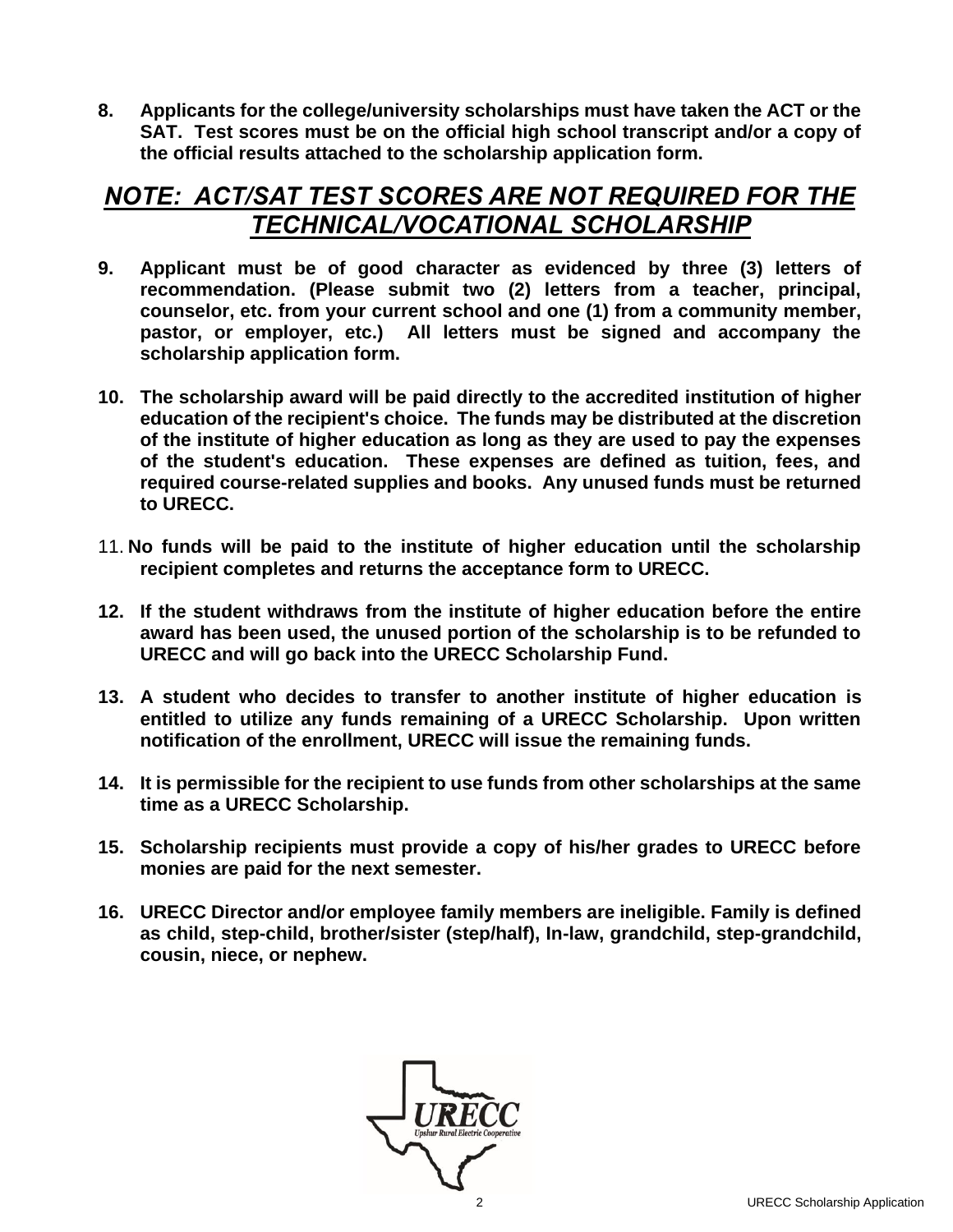8. **Applicants for the college/university scholarships must have taken the ACT or the SAT. Test scores must be on the official high school transcript and/or a copy of the official results attached to the scholarship application form.**

## ***NOTE: ACT/SAT TEST SCORES ARE NOT REQUIRED FOR THE TECHNICAL/VOCATIONAL SCHOLARSHIP***

9. **Applicant must be of good character as evidenced by three (3) letters of recommendation. (Please submit two (2) letters from a teacher, principal, counselor, etc. from your current school and one (1) from a community member, pastor, or employer, etc.) All letters must be signed and accompany the scholarship application form.**

10. **The scholarship award will be paid directly to the accredited institution of higher education of the recipient's choice. The funds may be distributed at the discretion of the institute of higher education as long as they are used to pay the expenses of the student's education. These expenses are defined as tuition, fees, and required course-related supplies and books. Any unused funds must be returned to URECC.**

11. **No funds will be paid to the institute of higher education until the scholarship recipient completes and returns the acceptance form to URECC.**

12. **If the student withdraws from the institute of higher education before the entire award has been used, the unused portion of the scholarship is to be refunded to URECC and will go back into the URECC Scholarship Fund.**

13. **A student who decides to transfer to another institute of higher education is entitled to utilize any funds remaining of a URECC Scholarship. Upon written notification of the enrollment, URECC will issue the remaining funds.**

14. **It is permissible for the recipient to use funds from other scholarships at the same time as a URECC Scholarship.**

15. **Scholarship recipients must provide a copy of his/her grades to URECC before monies are paid for the next semester.**

16. **URECC Director and/or employee family members are ineligible. Family is defined as child, step-child, brother/sister (step/half), In-law, grandchild, step-grandchild, cousin, niece, or nephew.**

URECC
Upshur Rural Electric Cooperative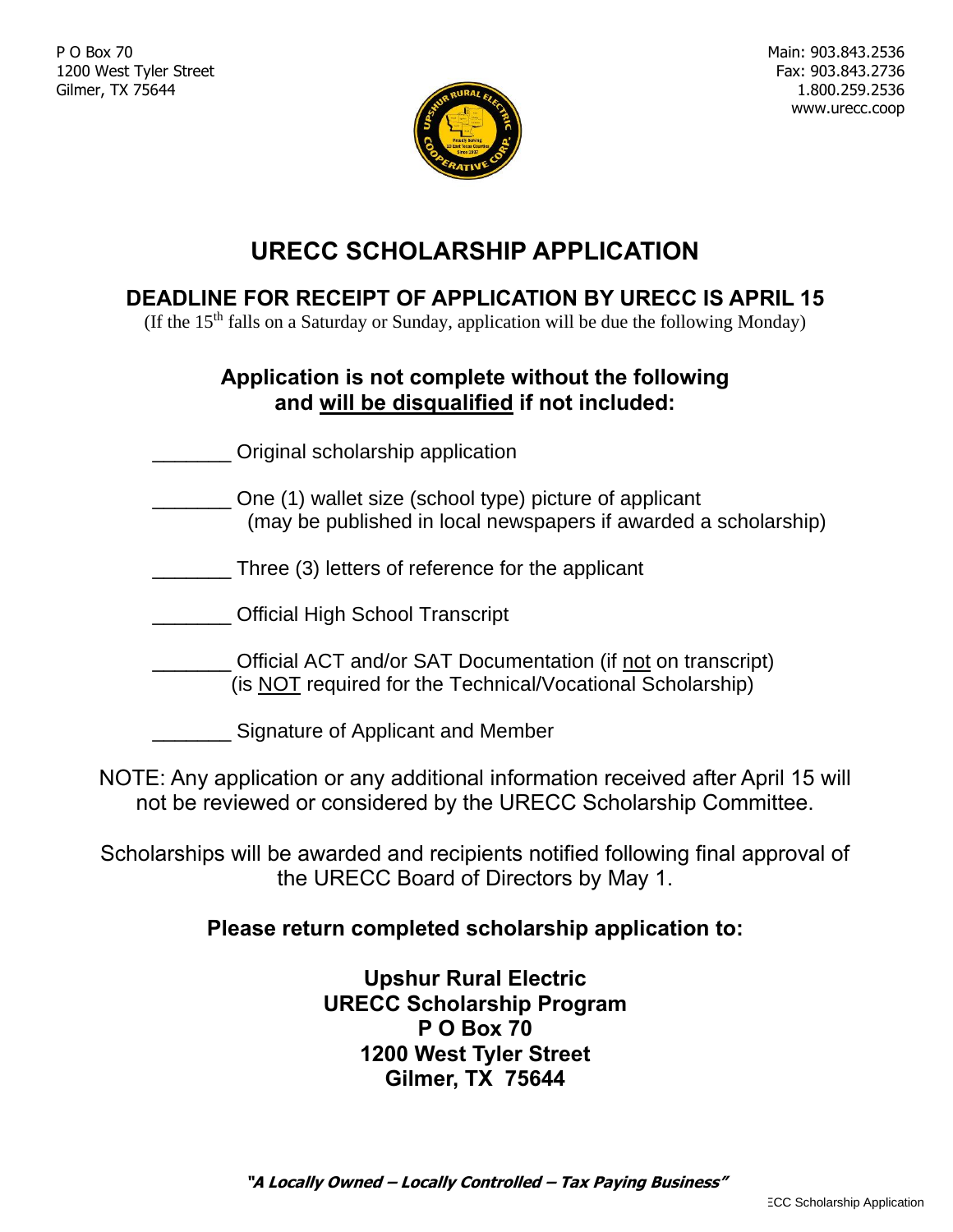P O Box 70
1200 West Tyler Street
Gilmer, TX 75644

Main: 903.843.2536
Fax: 903.843.2736
1.800.259.2536
www.urecc.coop

# URECC SCHOLARSHIP APPLICATION

## DEADLINE FOR RECEIPT OF APPLICATION BY URECC IS APRIL 15

(If the 15th falls on a Saturday or Sunday, application will be due the following Monday)

### Application is not complete without the following and will be disqualified if not included:

_______ Original scholarship application

_______ One (1) wallet size (school type) picture of applicant
(may be published in local newspapers if awarded a scholarship)

_______ Three (3) letters of reference for the applicant

_______ Official High School Transcript

_______ Official ACT and/or SAT Documentation (if not on transcript)
(is NOT required for the Technical/Vocational Scholarship)

_______ Signature of Applicant and Member

NOTE: Any application or any additional information received after April 15 will not be reviewed or considered by the URECC Scholarship Committee.

Scholarships will be awarded and recipients notified following final approval of the URECC Board of Directors by May 1.

**Please return completed scholarship application to:**

**Upshur Rural Electric**
**URECC Scholarship Program**
**P O Box 70**
**1200 West Tyler Street**
**Gilmer, TX 75644**

***"A Locally Owned – Locally Controlled – Tax Paying Business"***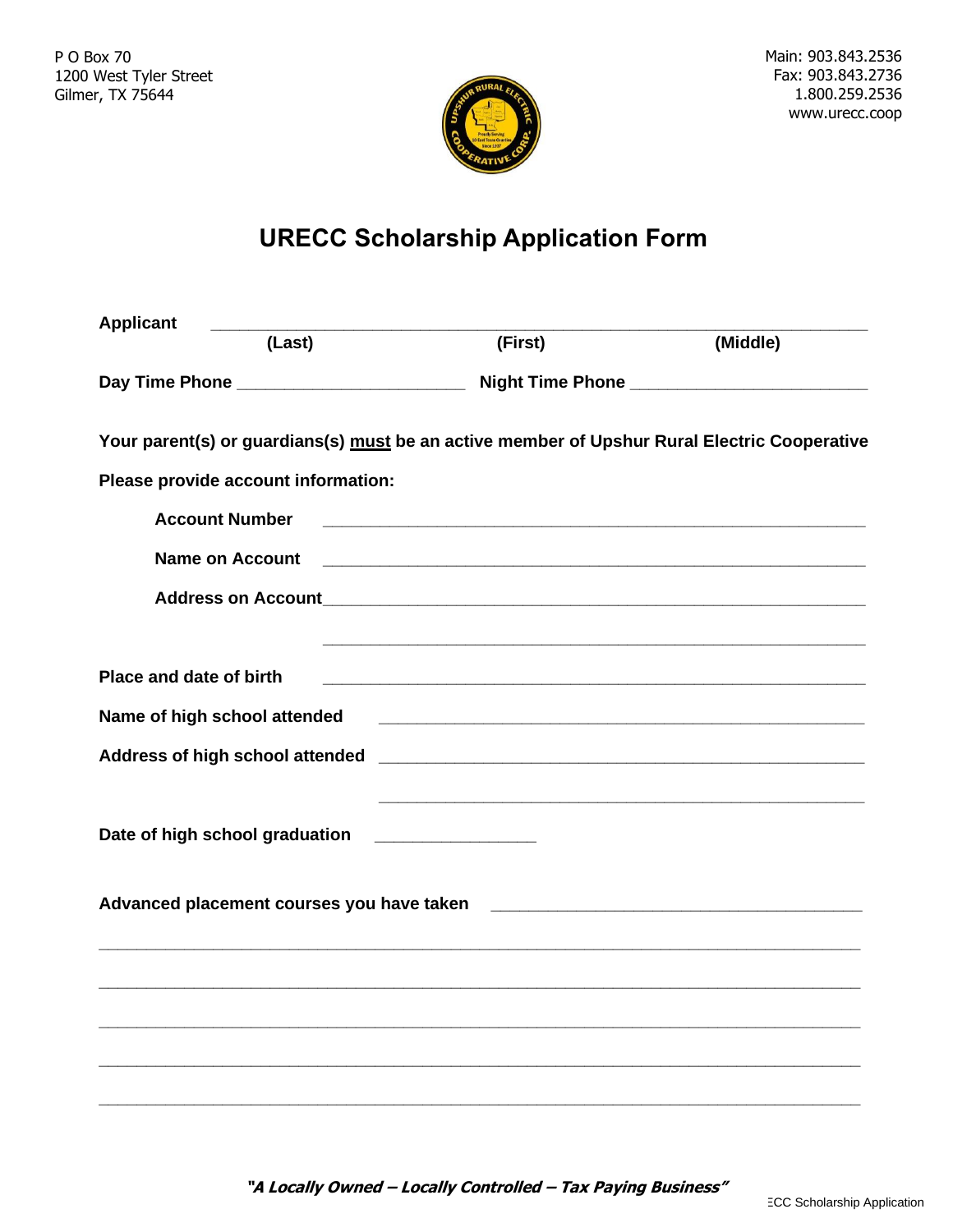P O Box 70
1200 West Tyler Street
Gilmer, TX 75644

Main: 903.843.2536
Fax: 903.843.2736
1.800.259.2536
www.urecc.coop

# URECC Scholarship Application Form

**Applicant** ______________________________________________________________

**(Last)** **(First)** **(Middle)**

**Day Time Phone** ________________________ **Night Time Phone** ________________________

**Your parent(s) or guardians(s) <u>must</u> be an active member of Upshur Rural Electric Cooperative**

**Please provide account information:**

**Account Number** ______________________________________________________

**Name on Account** ______________________________________________________

**Address on Account** ____________________________________________________

______________________________________________________

**Place and date of birth** ______________________________________________________

**Name of high school attended** ______________________________________________

**Address of high school attended** ____________________________________________

______________________________________________

**Date of high school graduation** _________________

**Advanced placement courses you have taken** ____________________________________

______________________________________________________________________________

______________________________________________________________________________

______________________________________________________________________________

______________________________________________________________________________

______________________________________________________________________________

***"A Locally Owned – Locally Controlled – Tax Paying Business"***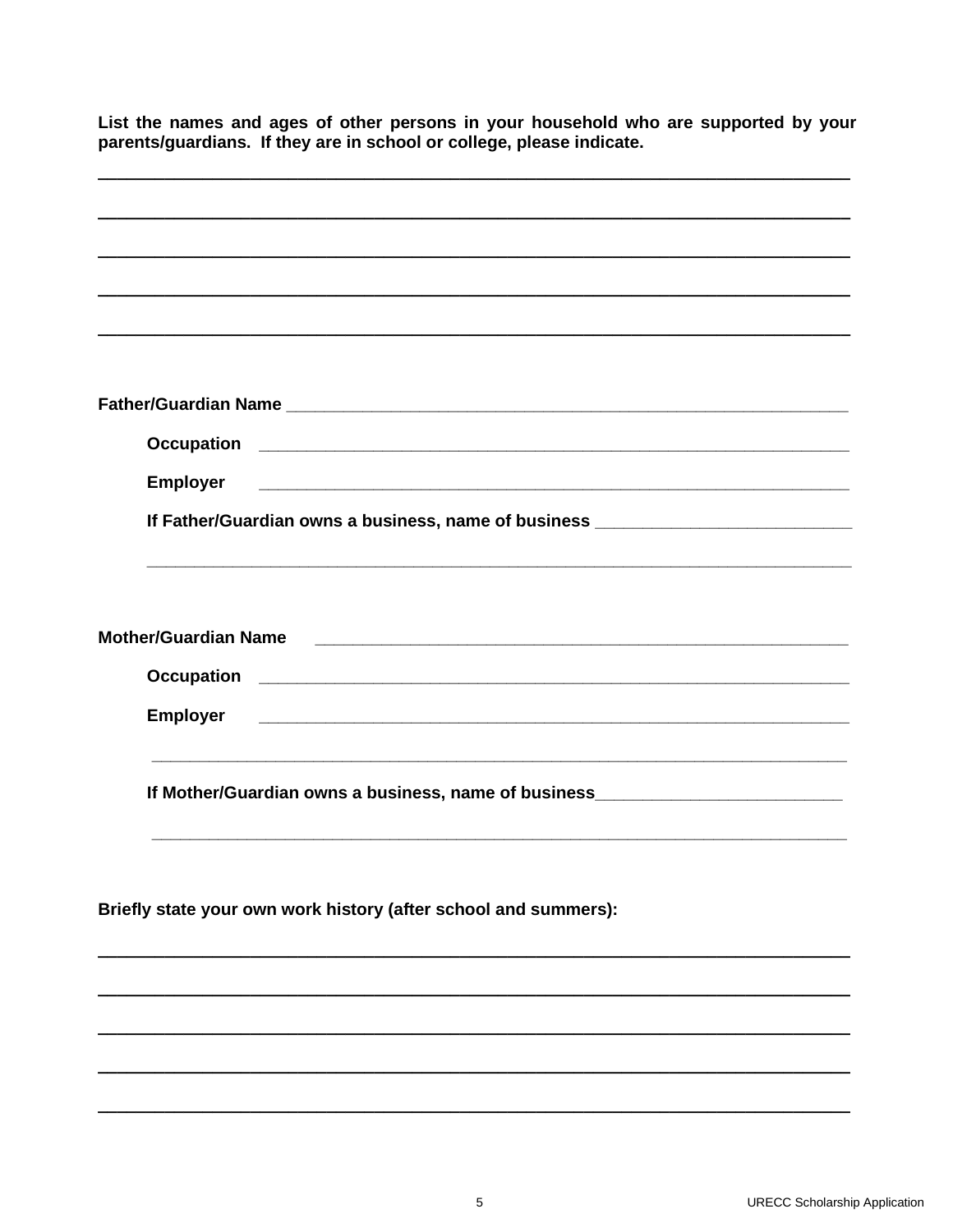**List the names and ages of other persons in your household who are supported by your parents/guardians. If they are in school or college, please indicate.**

\_\_\_\_\_\_\_\_\_\_\_\_\_\_\_\_\_\_\_\_\_\_\_\_\_\_\_\_\_\_\_\_\_\_\_\_\_\_\_\_\_\_\_\_\_\_\_\_\_\_\_\_\_\_\_\_\_\_\_\_\_\_\_\_\_\_\_\_\_\_\_\_

\_\_\_\_\_\_\_\_\_\_\_\_\_\_\_\_\_\_\_\_\_\_\_\_\_\_\_\_\_\_\_\_\_\_\_\_\_\_\_\_\_\_\_\_\_\_\_\_\_\_\_\_\_\_\_\_\_\_\_\_\_\_\_\_\_\_\_\_\_\_\_\_

\_\_\_\_\_\_\_\_\_\_\_\_\_\_\_\_\_\_\_\_\_\_\_\_\_\_\_\_\_\_\_\_\_\_\_\_\_\_\_\_\_\_\_\_\_\_\_\_\_\_\_\_\_\_\_\_\_\_\_\_\_\_\_\_\_\_\_\_\_\_\_\_

\_\_\_\_\_\_\_\_\_\_\_\_\_\_\_\_\_\_\_\_\_\_\_\_\_\_\_\_\_\_\_\_\_\_\_\_\_\_\_\_\_\_\_\_\_\_\_\_\_\_\_\_\_\_\_\_\_\_\_\_\_\_\_\_\_\_\_\_\_\_\_\_

\_\_\_\_\_\_\_\_\_\_\_\_\_\_\_\_\_\_\_\_\_\_\_\_\_\_\_\_\_\_\_\_\_\_\_\_\_\_\_\_\_\_\_\_\_\_\_\_\_\_\_\_\_\_\_\_\_\_\_\_\_\_\_\_\_\_\_\_\_\_\_\_

**Father/Guardian Name** \_\_\_\_\_\_\_\_\_\_\_\_\_\_\_\_\_\_\_\_\_\_\_\_\_\_\_\_\_\_\_\_\_\_\_\_\_\_\_\_\_\_\_\_\_\_\_\_\_\_\_\_\_\_\_\_

**Occupation** \_\_\_\_\_\_\_\_\_\_\_\_\_\_\_\_\_\_\_\_\_\_\_\_\_\_\_\_\_\_\_\_\_\_\_\_\_\_\_\_\_\_\_\_\_\_\_\_\_\_\_\_\_\_\_\_\_\_\_\_

**Employer** \_\_\_\_\_\_\_\_\_\_\_\_\_\_\_\_\_\_\_\_\_\_\_\_\_\_\_\_\_\_\_\_\_\_\_\_\_\_\_\_\_\_\_\_\_\_\_\_\_\_\_\_\_\_\_\_\_\_\_\_

**If Father/Guardian owns a business, name of business** \_\_\_\_\_\_\_\_\_\_\_\_\_\_\_\_\_\_\_\_\_\_\_\_\_\_

\_\_\_\_\_\_\_\_\_\_\_\_\_\_\_\_\_\_\_\_\_\_\_\_\_\_\_\_\_\_\_\_\_\_\_\_\_\_\_\_\_\_\_\_\_\_\_\_\_\_\_\_\_\_\_\_\_\_\_\_\_\_\_\_\_\_\_\_\_\_\_\_

**Mother/Guardian Name** \_\_\_\_\_\_\_\_\_\_\_\_\_\_\_\_\_\_\_\_\_\_\_\_\_\_\_\_\_\_\_\_\_\_\_\_\_\_\_\_\_\_\_\_\_\_\_\_\_\_\_\_\_\_

**Occupation** \_\_\_\_\_\_\_\_\_\_\_\_\_\_\_\_\_\_\_\_\_\_\_\_\_\_\_\_\_\_\_\_\_\_\_\_\_\_\_\_\_\_\_\_\_\_\_\_\_\_\_\_\_\_\_\_\_\_\_\_

**Employer** \_\_\_\_\_\_\_\_\_\_\_\_\_\_\_\_\_\_\_\_\_\_\_\_\_\_\_\_\_\_\_\_\_\_\_\_\_\_\_\_\_\_\_\_\_\_\_\_\_\_\_\_\_\_\_\_\_\_\_\_

\_\_\_\_\_\_\_\_\_\_\_\_\_\_\_\_\_\_\_\_\_\_\_\_\_\_\_\_\_\_\_\_\_\_\_\_\_\_\_\_\_\_\_\_\_\_\_\_\_\_\_\_\_\_\_\_\_\_\_\_\_\_\_\_\_\_\_\_\_\_\_\_

**If Mother/Guardian owns a business, name of business**\_\_\_\_\_\_\_\_\_\_\_\_\_\_\_\_\_\_\_\_\_\_\_\_\_\_

\_\_\_\_\_\_\_\_\_\_\_\_\_\_\_\_\_\_\_\_\_\_\_\_\_\_\_\_\_\_\_\_\_\_\_\_\_\_\_\_\_\_\_\_\_\_\_\_\_\_\_\_\_\_\_\_\_\_\_\_\_\_\_\_\_\_\_\_\_\_\_\_

**Briefly state your own work history (after school and summers):**

\_\_\_\_\_\_\_\_\_\_\_\_\_\_\_\_\_\_\_\_\_\_\_\_\_\_\_\_\_\_\_\_\_\_\_\_\_\_\_\_\_\_\_\_\_\_\_\_\_\_\_\_\_\_\_\_\_\_\_\_\_\_\_\_\_\_\_\_\_\_\_\_

\_\_\_\_\_\_\_\_\_\_\_\_\_\_\_\_\_\_\_\_\_\_\_\_\_\_\_\_\_\_\_\_\_\_\_\_\_\_\_\_\_\_\_\_\_\_\_\_\_\_\_\_\_\_\_\_\_\_\_\_\_\_\_\_\_\_\_\_\_\_\_\_

\_\_\_\_\_\_\_\_\_\_\_\_\_\_\_\_\_\_\_\_\_\_\_\_\_\_\_\_\_\_\_\_\_\_\_\_\_\_\_\_\_\_\_\_\_\_\_\_\_\_\_\_\_\_\_\_\_\_\_\_\_\_\_\_\_\_\_\_\_\_\_\_

\_\_\_\_\_\_\_\_\_\_\_\_\_\_\_\_\_\_\_\_\_\_\_\_\_\_\_\_\_\_\_\_\_\_\_\_\_\_\_\_\_\_\_\_\_\_\_\_\_\_\_\_\_\_\_\_\_\_\_\_\_\_\_\_\_\_\_\_\_\_\_\_

\_\_\_\_\_\_\_\_\_\_\_\_\_\_\_\_\_\_\_\_\_\_\_\_\_\_\_\_\_\_\_\_\_\_\_\_\_\_\_\_\_\_\_\_\_\_\_\_\_\_\_\_\_\_\_\_\_\_\_\_\_\_\_\_\_\_\_\_\_\_\_\_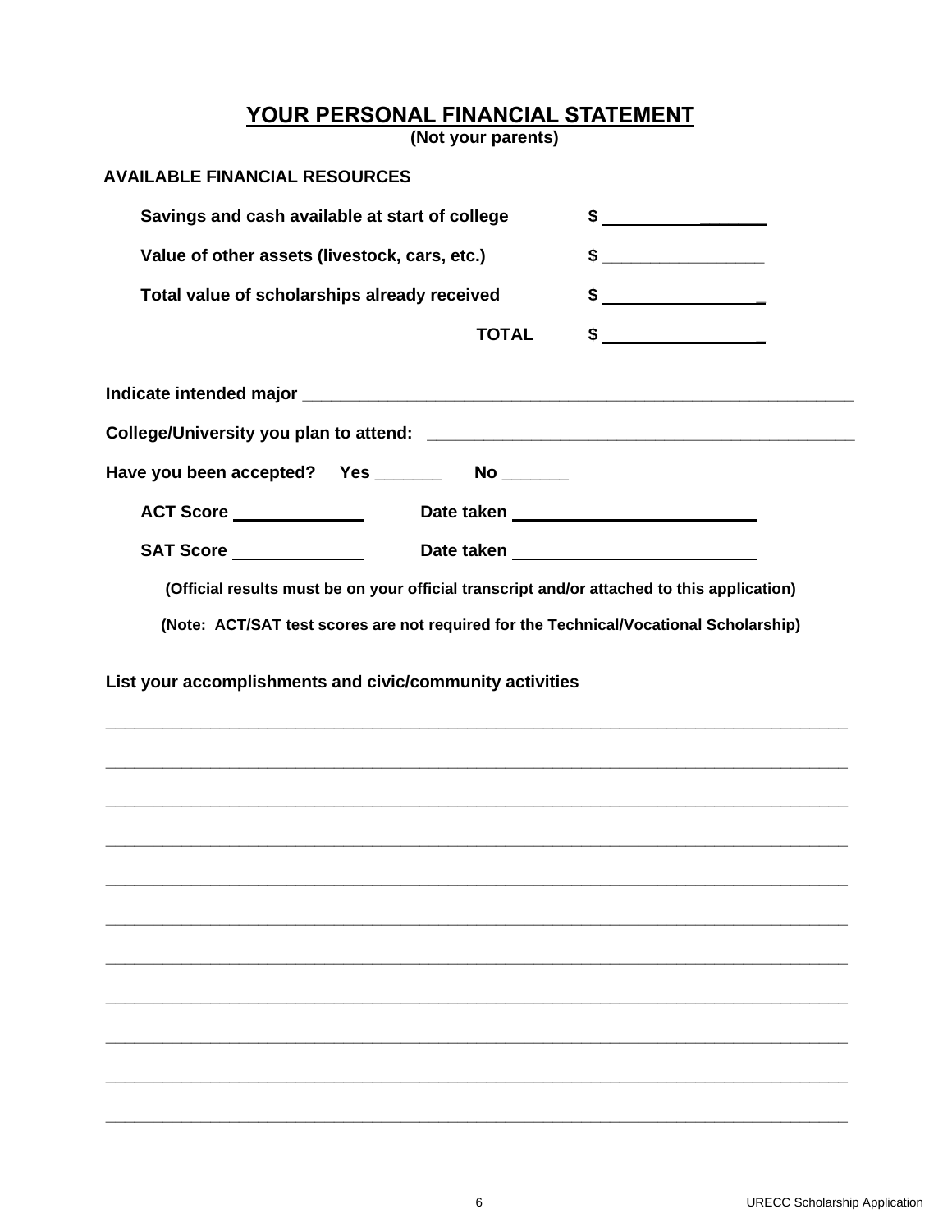# YOUR PERSONAL FINANCIAL STATEMENT

**(Not your parents)**

**AVAILABLE FINANCIAL RESOURCES**

**Savings and cash available at start of college** $ ________________

**Value of other assets (livestock, cars, etc.)** $ ________________

**Total value of scholarships already received** $ ________________

**TOTAL** $ ________________

**Indicate intended major** ____________________________________________________________

**College/University you plan to attend:** ______________________________________________

**Have you been accepted? Yes _______ No _______**

**ACT Score** _____________ **Date taken** ________________________

**SAT Score** _____________ **Date taken** ________________________

**(Official results must be on your official transcript and/or attached to this application)**

**(Note: ACT/SAT test scores are not required for the Technical/Vocational Scholarship)**

**List your accomplishments and civic/community activities**

___________________________________________________________________________________

___________________________________________________________________________________

___________________________________________________________________________________

___________________________________________________________________________________

___________________________________________________________________________________

___________________________________________________________________________________

___________________________________________________________________________________

___________________________________________________________________________________

___________________________________________________________________________________

___________________________________________________________________________________

___________________________________________________________________________________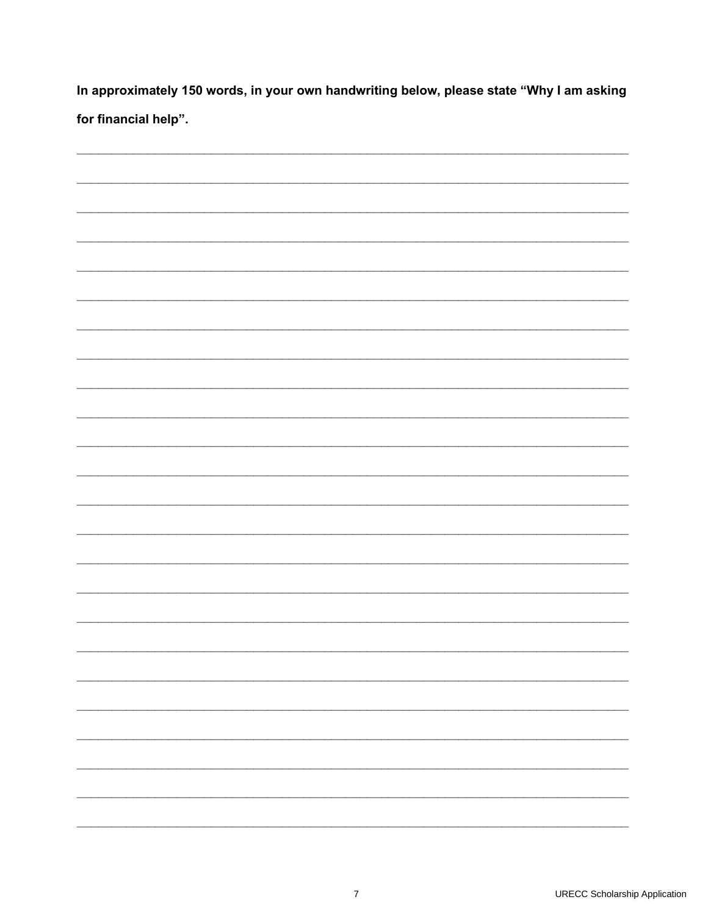**In approximately 150 words, in your own handwriting below, please state "Why I am asking for financial help".**

\_\_\_\_\_\_\_\_\_\_\_\_\_\_\_\_\_\_\_\_\_\_\_\_\_\_\_\_\_\_\_\_\_\_\_\_\_\_\_\_\_\_\_\_\_\_\_\_\_\_\_\_\_\_\_\_\_\_\_\_\_\_\_\_\_\_\_\_\_\_\_\_\_\_\_\_

\_\_\_\_\_\_\_\_\_\_\_\_\_\_\_\_\_\_\_\_\_\_\_\_\_\_\_\_\_\_\_\_\_\_\_\_\_\_\_\_\_\_\_\_\_\_\_\_\_\_\_\_\_\_\_\_\_\_\_\_\_\_\_\_\_\_\_\_\_\_\_\_\_\_\_\_

\_\_\_\_\_\_\_\_\_\_\_\_\_\_\_\_\_\_\_\_\_\_\_\_\_\_\_\_\_\_\_\_\_\_\_\_\_\_\_\_\_\_\_\_\_\_\_\_\_\_\_\_\_\_\_\_\_\_\_\_\_\_\_\_\_\_\_\_\_\_\_\_\_\_\_\_

\_\_\_\_\_\_\_\_\_\_\_\_\_\_\_\_\_\_\_\_\_\_\_\_\_\_\_\_\_\_\_\_\_\_\_\_\_\_\_\_\_\_\_\_\_\_\_\_\_\_\_\_\_\_\_\_\_\_\_\_\_\_\_\_\_\_\_\_\_\_\_\_\_\_\_\_

\_\_\_\_\_\_\_\_\_\_\_\_\_\_\_\_\_\_\_\_\_\_\_\_\_\_\_\_\_\_\_\_\_\_\_\_\_\_\_\_\_\_\_\_\_\_\_\_\_\_\_\_\_\_\_\_\_\_\_\_\_\_\_\_\_\_\_\_\_\_\_\_\_\_\_\_

\_\_\_\_\_\_\_\_\_\_\_\_\_\_\_\_\_\_\_\_\_\_\_\_\_\_\_\_\_\_\_\_\_\_\_\_\_\_\_\_\_\_\_\_\_\_\_\_\_\_\_\_\_\_\_\_\_\_\_\_\_\_\_\_\_\_\_\_\_\_\_\_\_\_\_\_

\_\_\_\_\_\_\_\_\_\_\_\_\_\_\_\_\_\_\_\_\_\_\_\_\_\_\_\_\_\_\_\_\_\_\_\_\_\_\_\_\_\_\_\_\_\_\_\_\_\_\_\_\_\_\_\_\_\_\_\_\_\_\_\_\_\_\_\_\_\_\_\_\_\_\_\_

\_\_\_\_\_\_\_\_\_\_\_\_\_\_\_\_\_\_\_\_\_\_\_\_\_\_\_\_\_\_\_\_\_\_\_\_\_\_\_\_\_\_\_\_\_\_\_\_\_\_\_\_\_\_\_\_\_\_\_\_\_\_\_\_\_\_\_\_\_\_\_\_\_\_\_\_

\_\_\_\_\_\_\_\_\_\_\_\_\_\_\_\_\_\_\_\_\_\_\_\_\_\_\_\_\_\_\_\_\_\_\_\_\_\_\_\_\_\_\_\_\_\_\_\_\_\_\_\_\_\_\_\_\_\_\_\_\_\_\_\_\_\_\_\_\_\_\_\_\_\_\_\_

\_\_\_\_\_\_\_\_\_\_\_\_\_\_\_\_\_\_\_\_\_\_\_\_\_\_\_\_\_\_\_\_\_\_\_\_\_\_\_\_\_\_\_\_\_\_\_\_\_\_\_\_\_\_\_\_\_\_\_\_\_\_\_\_\_\_\_\_\_\_\_\_\_\_\_\_

\_\_\_\_\_\_\_\_\_\_\_\_\_\_\_\_\_\_\_\_\_\_\_\_\_\_\_\_\_\_\_\_\_\_\_\_\_\_\_\_\_\_\_\_\_\_\_\_\_\_\_\_\_\_\_\_\_\_\_\_\_\_\_\_\_\_\_\_\_\_\_\_\_\_\_\_

\_\_\_\_\_\_\_\_\_\_\_\_\_\_\_\_\_\_\_\_\_\_\_\_\_\_\_\_\_\_\_\_\_\_\_\_\_\_\_\_\_\_\_\_\_\_\_\_\_\_\_\_\_\_\_\_\_\_\_\_\_\_\_\_\_\_\_\_\_\_\_\_\_\_\_\_

\_\_\_\_\_\_\_\_\_\_\_\_\_\_\_\_\_\_\_\_\_\_\_\_\_\_\_\_\_\_\_\_\_\_\_\_\_\_\_\_\_\_\_\_\_\_\_\_\_\_\_\_\_\_\_\_\_\_\_\_\_\_\_\_\_\_\_\_\_\_\_\_\_\_\_\_

\_\_\_\_\_\_\_\_\_\_\_\_\_\_\_\_\_\_\_\_\_\_\_\_\_\_\_\_\_\_\_\_\_\_\_\_\_\_\_\_\_\_\_\_\_\_\_\_\_\_\_\_\_\_\_\_\_\_\_\_\_\_\_\_\_\_\_\_\_\_\_\_\_\_\_\_

\_\_\_\_\_\_\_\_\_\_\_\_\_\_\_\_\_\_\_\_\_\_\_\_\_\_\_\_\_\_\_\_\_\_\_\_\_\_\_\_\_\_\_\_\_\_\_\_\_\_\_\_\_\_\_\_\_\_\_\_\_\_\_\_\_\_\_\_\_\_\_\_\_\_\_\_

\_\_\_\_\_\_\_\_\_\_\_\_\_\_\_\_\_\_\_\_\_\_\_\_\_\_\_\_\_\_\_\_\_\_\_\_\_\_\_\_\_\_\_\_\_\_\_\_\_\_\_\_\_\_\_\_\_\_\_\_\_\_\_\_\_\_\_\_\_\_\_\_\_\_\_\_

\_\_\_\_\_\_\_\_\_\_\_\_\_\_\_\_\_\_\_\_\_\_\_\_\_\_\_\_\_\_\_\_\_\_\_\_\_\_\_\_\_\_\_\_\_\_\_\_\_\_\_\_\_\_\_\_\_\_\_\_\_\_\_\_\_\_\_\_\_\_\_\_\_\_\_\_

\_\_\_\_\_\_\_\_\_\_\_\_\_\_\_\_\_\_\_\_\_\_\_\_\_\_\_\_\_\_\_\_\_\_\_\_\_\_\_\_\_\_\_\_\_\_\_\_\_\_\_\_\_\_\_\_\_\_\_\_\_\_\_\_\_\_\_\_\_\_\_\_\_\_\_\_

\_\_\_\_\_\_\_\_\_\_\_\_\_\_\_\_\_\_\_\_\_\_\_\_\_\_\_\_\_\_\_\_\_\_\_\_\_\_\_\_\_\_\_\_\_\_\_\_\_\_\_\_\_\_\_\_\_\_\_\_\_\_\_\_\_\_\_\_\_\_\_\_\_\_\_\_

\_\_\_\_\_\_\_\_\_\_\_\_\_\_\_\_\_\_\_\_\_\_\_\_\_\_\_\_\_\_\_\_\_\_\_\_\_\_\_\_\_\_\_\_\_\_\_\_\_\_\_\_\_\_\_\_\_\_\_\_\_\_\_\_\_\_\_\_\_\_\_\_\_\_\_\_

\_\_\_\_\_\_\_\_\_\_\_\_\_\_\_\_\_\_\_\_\_\_\_\_\_\_\_\_\_\_\_\_\_\_\_\_\_\_\_\_\_\_\_\_\_\_\_\_\_\_\_\_\_\_\_\_\_\_\_\_\_\_\_\_\_\_\_\_\_\_\_\_\_\_\_\_

\_\_\_\_\_\_\_\_\_\_\_\_\_\_\_\_\_\_\_\_\_\_\_\_\_\_\_\_\_\_\_\_\_\_\_\_\_\_\_\_\_\_\_\_\_\_\_\_\_\_\_\_\_\_\_\_\_\_\_\_\_\_\_\_\_\_\_\_\_\_\_\_\_\_\_\_

\_\_\_\_\_\_\_\_\_\_\_\_\_\_\_\_\_\_\_\_\_\_\_\_\_\_\_\_\_\_\_\_\_\_\_\_\_\_\_\_\_\_\_\_\_\_\_\_\_\_\_\_\_\_\_\_\_\_\_\_\_\_\_\_\_\_\_\_\_\_\_\_\_\_\_\_

\_\_\_\_\_\_\_\_\_\_\_\_\_\_\_\_\_\_\_\_\_\_\_\_\_\_\_\_\_\_\_\_\_\_\_\_\_\_\_\_\_\_\_\_\_\_\_\_\_\_\_\_\_\_\_\_\_\_\_\_\_\_\_\_\_\_\_\_\_\_\_\_\_\_\_\_

\_\_\_\_\_\_\_\_\_\_\_\_\_\_\_\_\_\_\_\_\_\_\_\_\_\_\_\_\_\_\_\_\_\_\_\_\_\_\_\_\_\_\_\_\_\_\_\_\_\_\_\_\_\_\_\_\_\_\_\_\_\_\_\_\_\_\_\_\_\_\_\_\_\_\_\_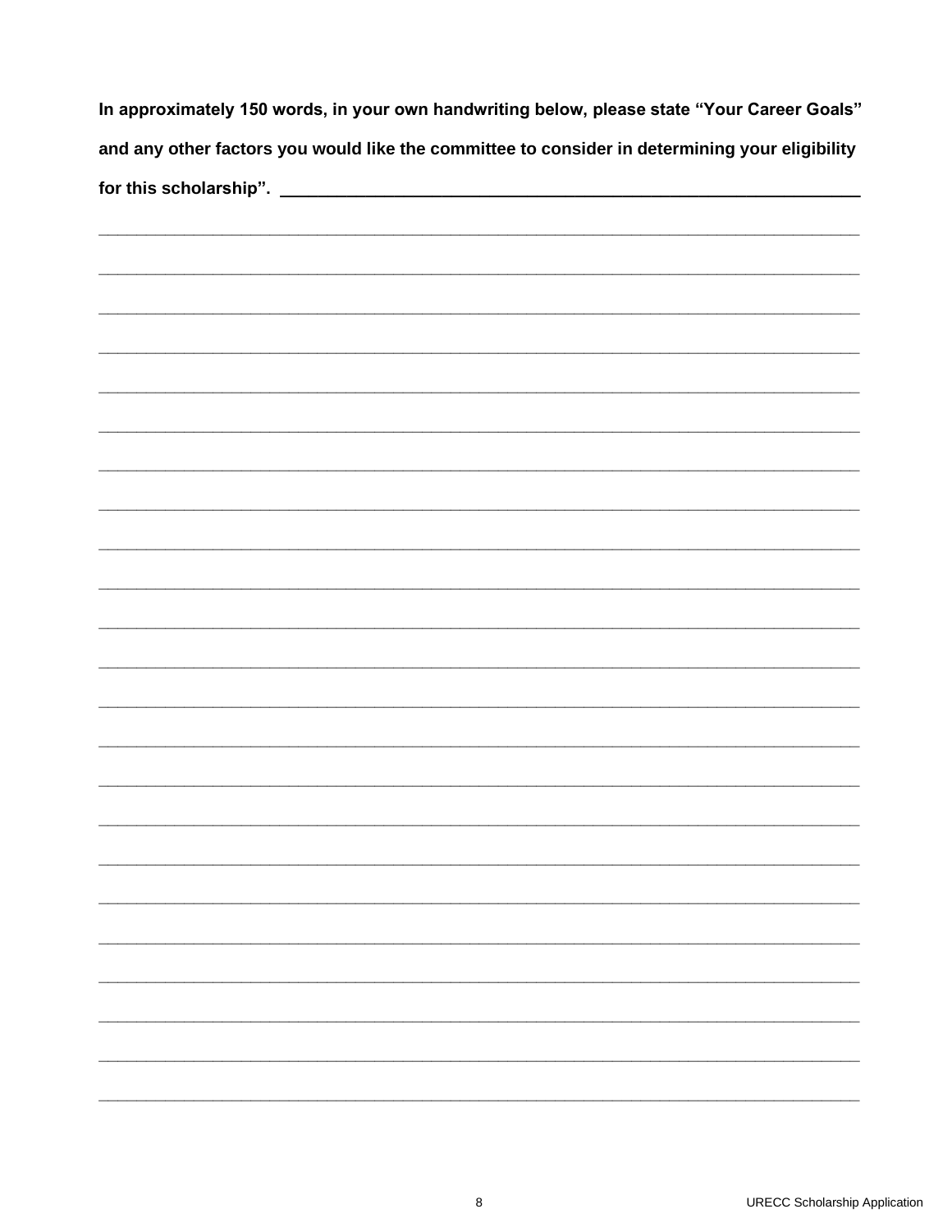**In approximately 150 words, in your own handwriting below, please state "Your Career Goals" and any other factors you would like the committee to consider in determining your eligibility for this scholarship".** ______________________________________________________________

______________________________________________________________________________

______________________________________________________________________________

______________________________________________________________________________

______________________________________________________________________________

______________________________________________________________________________

______________________________________________________________________________

______________________________________________________________________________

______________________________________________________________________________

______________________________________________________________________________

______________________________________________________________________________

______________________________________________________________________________

______________________________________________________________________________

______________________________________________________________________________

______________________________________________________________________________

______________________________________________________________________________

______________________________________________________________________________

______________________________________________________________________________

______________________________________________________________________________

______________________________________________________________________________

______________________________________________________________________________

______________________________________________________________________________

______________________________________________________________________________

______________________________________________________________________________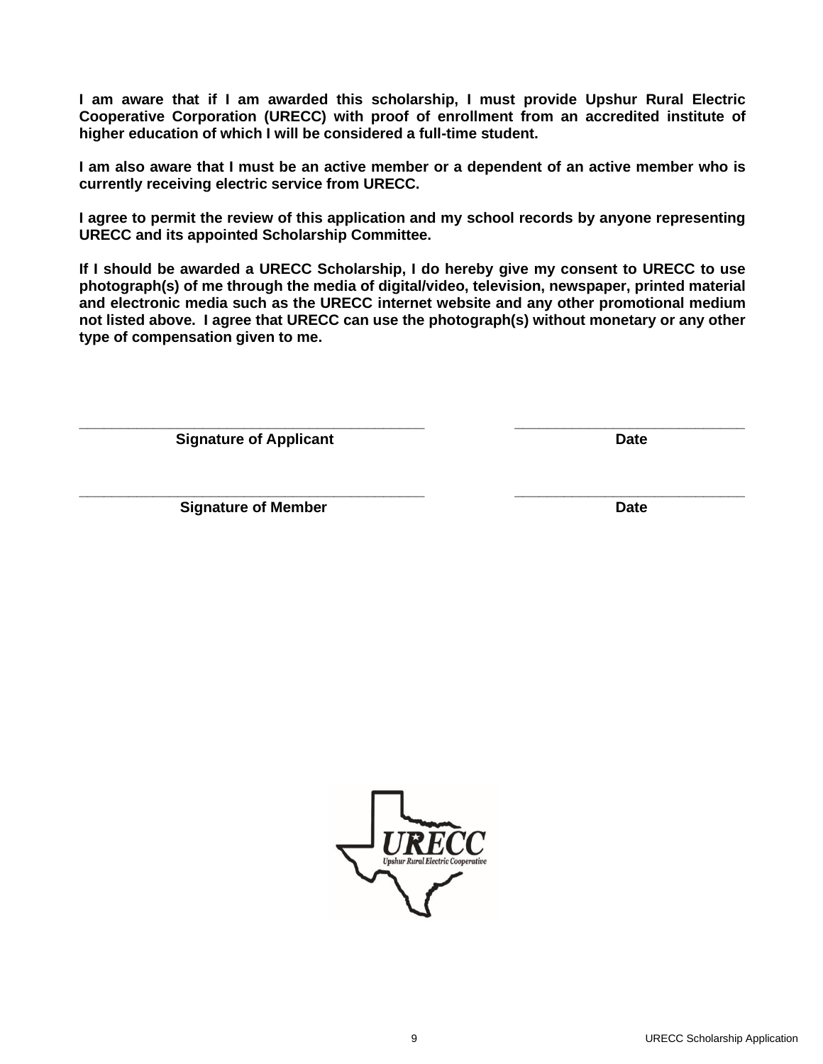**I am aware that if I am awarded this scholarship, I must provide Upshur Rural Electric Cooperative Corporation (URECC) with proof of enrollment from an accredited institute of higher education of which I will be considered a full-time student.**

**I am also aware that I must be an active member or a dependent of an active member who is currently receiving electric service from URECC.**

**I agree to permit the review of this application and my school records by anyone representing URECC and its appointed Scholarship Committee.**

**If I should be awarded a URECC Scholarship, I do hereby give my consent to URECC to use photograph(s) of me through the media of digital/video, television, newspaper, printed material and electronic media such as the URECC internet website and any other promotional medium not listed above. I agree that URECC can use the photograph(s) without monetary or any other type of compensation given to me.**

| | |
|---|---|
| ____________________________________________ | ______________________________ |
| **Signature of Applicant** | **Date** |
| ____________________________________________ | ______________________________ |
| **Signature of Member** | **Date** |

URECC
Upshur Rural Electric Cooperative